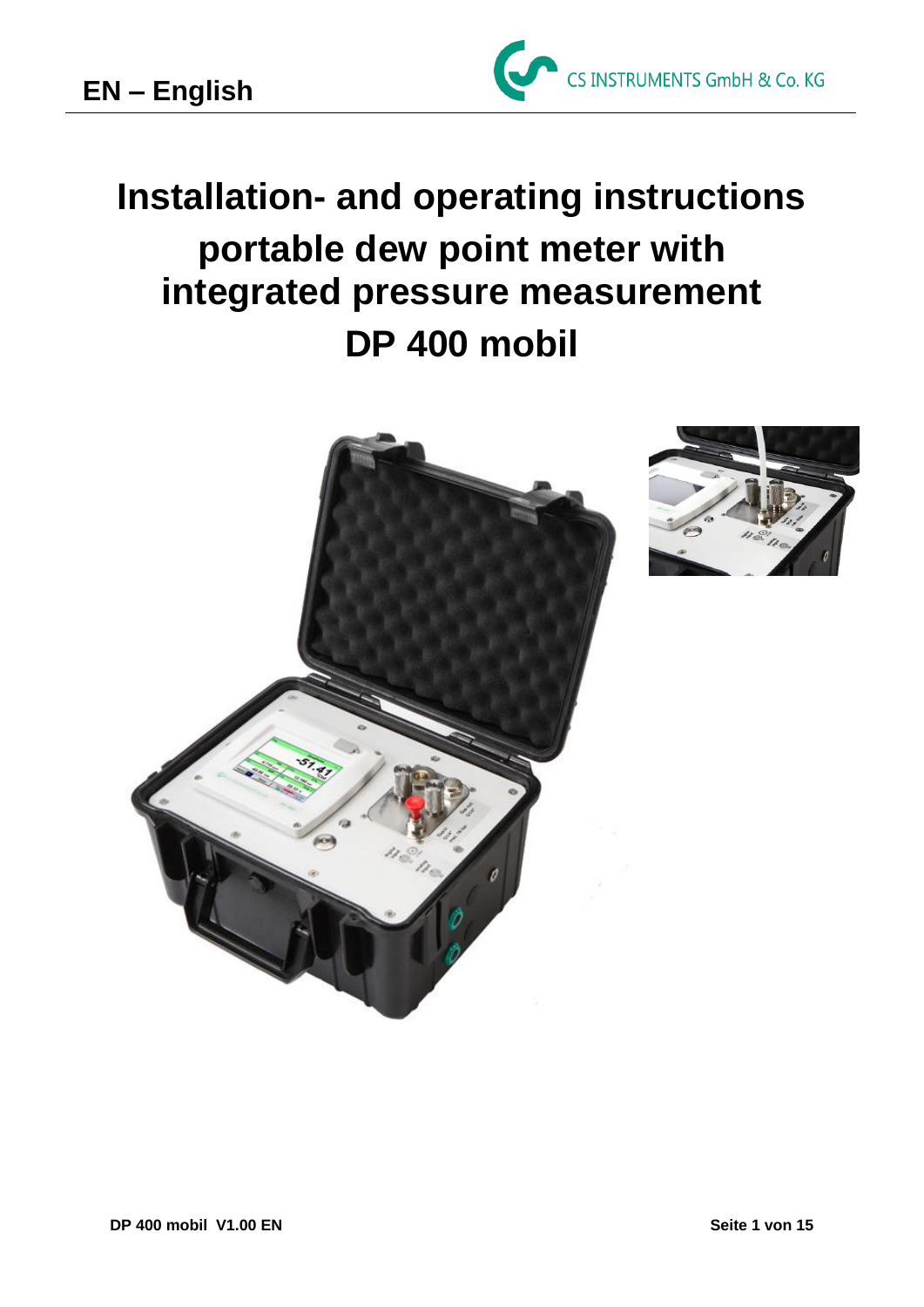**EN – English**

CS INSTRUMENTS GmbH & Co. KG

# Installation- and operating instructions

# portable dew point meter with integrated pressure measurement

# DP 400 mobil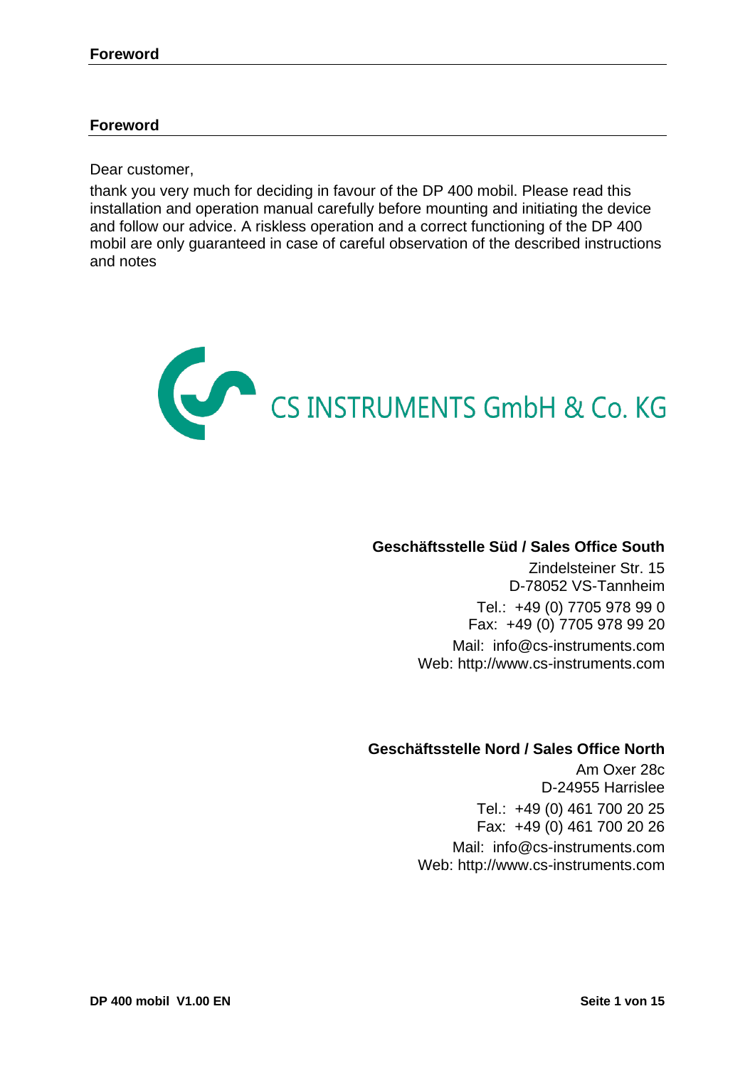## Foreword

Dear customer,

thank you very much for deciding in favour of the DP 400 mobil. Please read this installation and operation manual carefully before mounting and initiating the device and follow our advice. A riskless operation and a correct functioning of the DP 400 mobil are only guaranteed in case of careful observation of the described instructions and notes

CS INSTRUMENTS GmbH & Co. KG

**Geschäftsstelle Süd / Sales Office South**

Zindelsteiner Str. 15
D-78052 VS-Tannheim

Tel.: +49 (0) 7705 978 99 0
Fax: +49 (0) 7705 978 99 20

Mail: info@cs-instruments.com
Web: http://www.cs-instruments.com

**Geschäftsstelle Nord / Sales Office North**

Am Oxer 28c
D-24955 Harrislee

Tel.: +49 (0) 461 700 20 25
Fax: +49 (0) 461 700 20 26

Mail: info@cs-instruments.com
Web: http://www.cs-instruments.com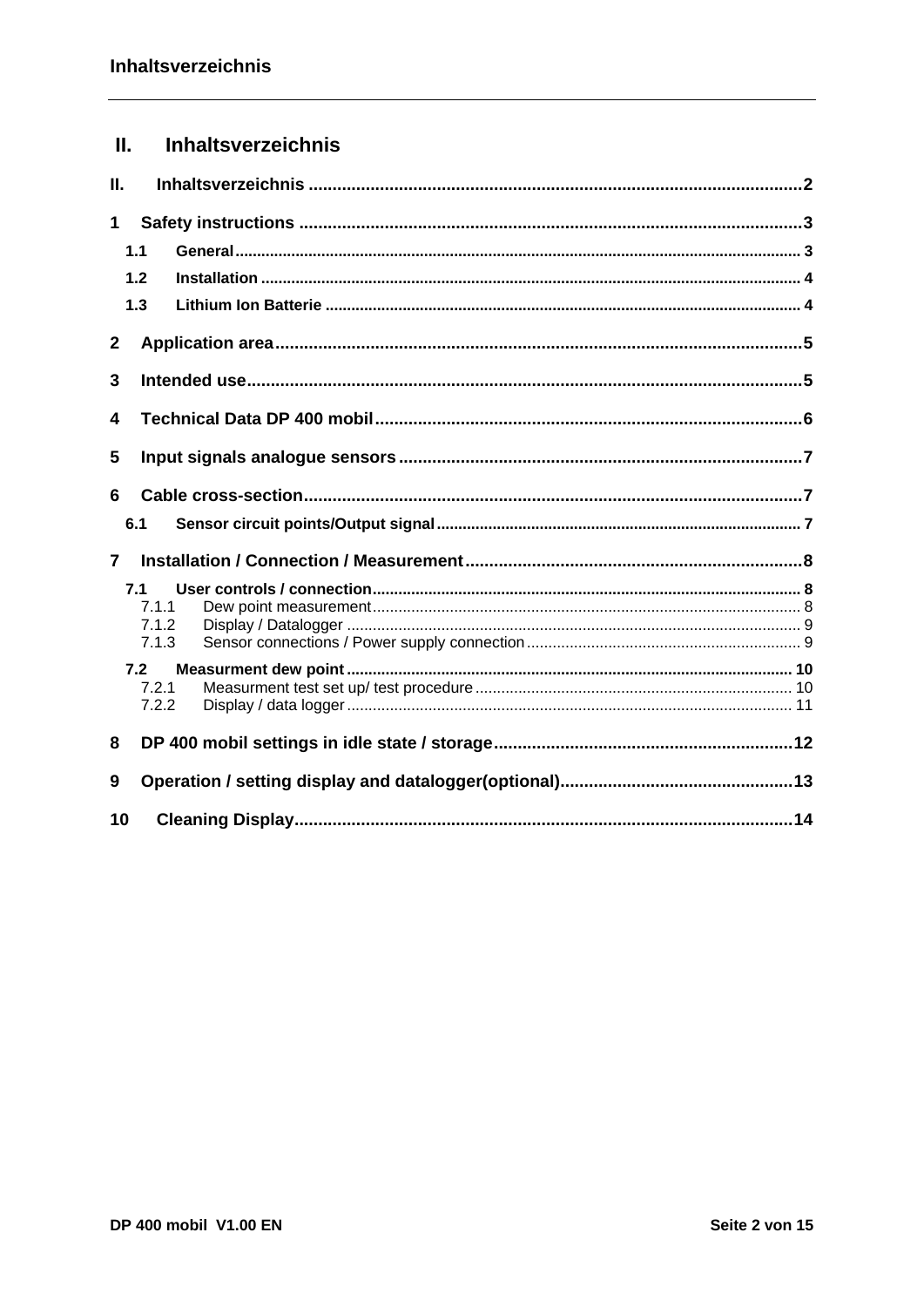## II. Inhaltsverzeichnis

- II. Inhaltsverzeichnis ..... 2
- 1 Safety instructions ..... 3
  - 1.1 General ..... 3
  - 1.2 Installation ..... 4
  - 1.3 Lithium Ion Batterie ..... 4
- 2 Application area ..... 5
- 3 Intended use ..... 5
- 4 Technical Data DP 400 mobil ..... 6
- 5 Input signals analogue sensors ..... 7
- 6 Cable cross-section ..... 7
  - 6.1 Sensor circuit points/Output signal ..... 7
- 7 Installation / Connection / Measurement ..... 8
  - 7.1 User controls / connection ..... 8
    - 7.1.1 Dew point measurement ..... 8
    - 7.1.2 Display / Datalogger ..... 9
    - 7.1.3 Sensor connections / Power supply connection ..... 9
  - 7.2 Measurment dew point ..... 10
    - 7.2.1 Measurment test set up/ test procedure ..... 10
    - 7.2.2 Display / data logger ..... 11
- 8 DP 400 mobil settings in idle state / storage ..... 12
- 9 Operation / setting display and datalogger(optional) ..... 13
- 10 Cleaning Display ..... 14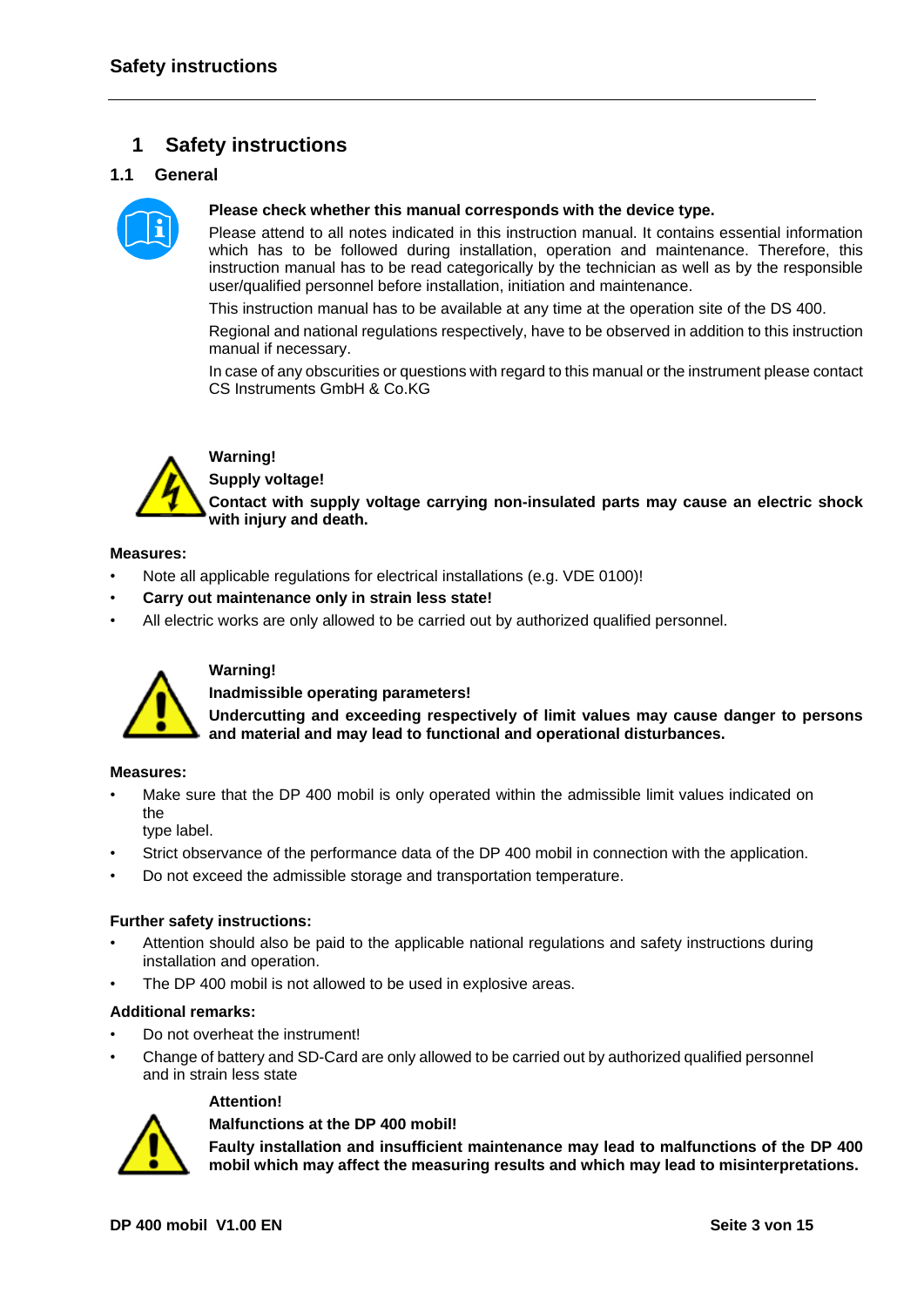# 1 Safety instructions

## 1.1 General

**Please check whether this manual corresponds with the device type.**

Please attend to all notes indicated in this instruction manual. It contains essential information which has to be followed during installation, operation and maintenance. Therefore, this instruction manual has to be read categorically by the technician as well as by the responsible user/qualified personnel before installation, initiation and maintenance.

This instruction manual has to be available at any time at the operation site of the DS 400.

Regional and national regulations respectively, have to be observed in addition to this instruction manual if necessary.

In case of any obscurities or questions with regard to this manual or the instrument please contact CS Instruments GmbH & Co.KG

**Warning!**

**Supply voltage!**

**Contact with supply voltage carrying non-insulated parts may cause an electric shock with injury and death.**

**Measures:**

- Note all applicable regulations for electrical installations (e.g. VDE 0100)!
- **Carry out maintenance only in strain less state!**
- All electric works are only allowed to be carried out by authorized qualified personnel.

**Warning!**

**Inadmissible operating parameters!**

**Undercutting and exceeding respectively of limit values may cause danger to persons and material and may lead to functional and operational disturbances.**

**Measures:**

- Make sure that the DP 400 mobil is only operated within the admissible limit values indicated on the
  type label.
- Strict observance of the performance data of the DP 400 mobil in connection with the application.
- Do not exceed the admissible storage and transportation temperature.

**Further safety instructions:**

- Attention should also be paid to the applicable national regulations and safety instructions during installation and operation.
- The DP 400 mobil is not allowed to be used in explosive areas.

**Additional remarks:**

- Do not overheat the instrument!
- Change of battery and SD-Card are only allowed to be carried out by authorized qualified personnel and in strain less state

**Attention!**

**Malfunctions at the DP 400 mobil!**

**Faulty installation and insufficient maintenance may lead to malfunctions of the DP 400 mobil which may affect the measuring results and which may lead to misinterpretations.**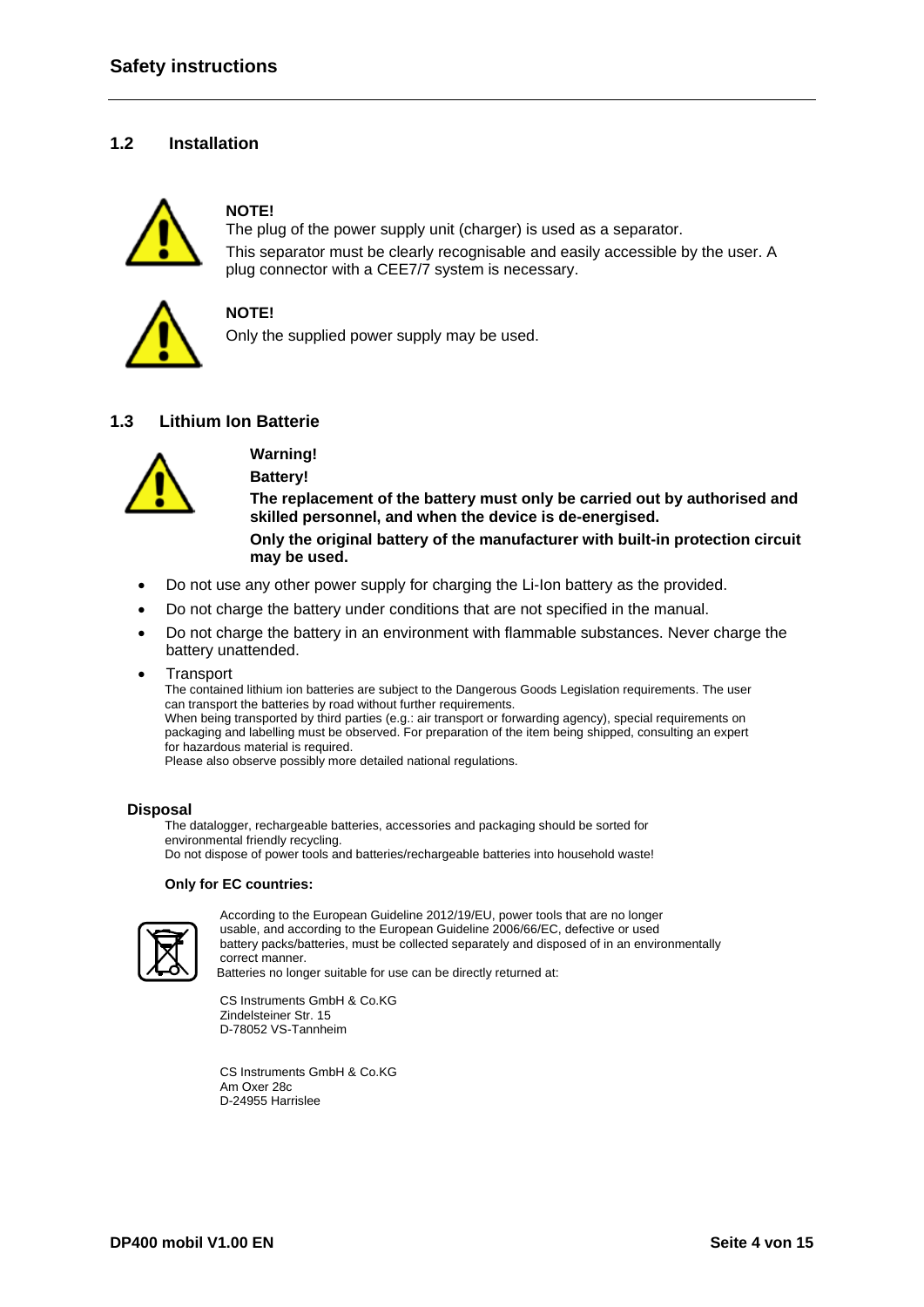## 1.2 Installation

**NOTE!**

The plug of the power supply unit (charger) is used as a separator.

This separator must be clearly recognisable and easily accessible by the user. A plug connector with a CEE7/7 system is necessary.

**NOTE!**

Only the supplied power supply may be used.

## 1.3 Lithium Ion Batterie

**Warning!**

**Battery!**

**The replacement of the battery must only be carried out by authorised and skilled personnel, and when the device is de-energised.**

**Only the original battery of the manufacturer with built-in protection circuit may be used.**

- Do not use any other power supply for charging the Li-Ion battery as the provided.
- Do not charge the battery under conditions that are not specified in the manual.
- Do not charge the battery in an environment with flammable substances. Never charge the battery unattended.
- Transport

  The contained lithium ion batteries are subject to the Dangerous Goods Legislation requirements. The user can transport the batteries by road without further requirements.
  When being transported by third parties (e.g.: air transport or forwarding agency), special requirements on packaging and labelling must be observed. For preparation of the item being shipped, consulting an expert for hazardous material is required.
  Please also observe possibly more detailed national regulations.

### Disposal

The datalogger, rechargeable batteries, accessories and packaging should be sorted for environmental friendly recycling.
Do not dispose of power tools and batteries/rechargeable batteries into household waste!

**Only for EC countries:**

According to the European Guideline 2012/19/EU, power tools that are no longer usable, and according to the European Guideline 2006/66/EC, defective or used battery packs/batteries, must be collected separately and disposed of in an environmentally correct manner.
Batteries no longer suitable for use can be directly returned at:

CS Instruments GmbH & Co.KG
Zindelsteiner Str. 15
D-78052 VS-Tannheim

CS Instruments GmbH & Co.KG
Am Oxer 28c
D-24955 Harrislee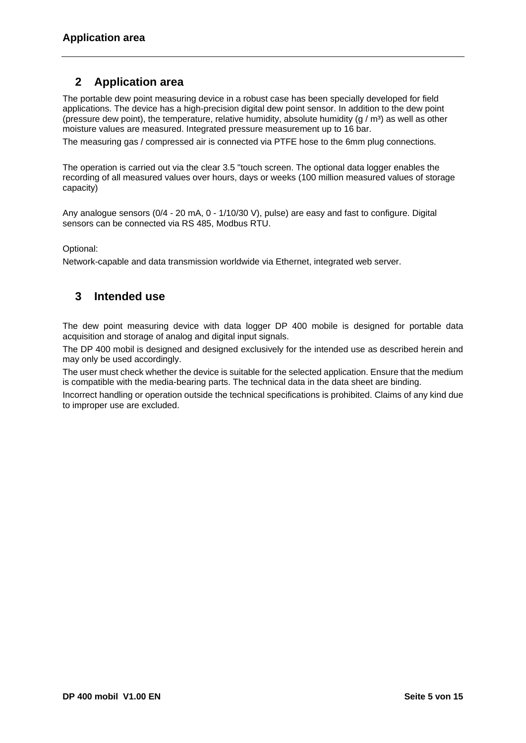## 2 Application area

The portable dew point measuring device in a robust case has been specially developed for field applications. The device has a high-precision digital dew point sensor. In addition to the dew point (pressure dew point), the temperature, relative humidity, absolute humidity (g / m³) as well as other moisture values are measured. Integrated pressure measurement up to 16 bar.

The measuring gas / compressed air is connected via PTFE hose to the 6mm plug connections.

The operation is carried out via the clear 3.5 "touch screen. The optional data logger enables the recording of all measured values over hours, days or weeks (100 million measured values of storage capacity)

Any analogue sensors (0/4 - 20 mA, 0 - 1/10/30 V), pulse) are easy and fast to configure. Digital sensors can be connected via RS 485, Modbus RTU.

Optional:

Network-capable and data transmission worldwide via Ethernet, integrated web server.

## 3 Intended use

The dew point measuring device with data logger DP 400 mobile is designed for portable data acquisition and storage of analog and digital input signals.

The DP 400 mobil is designed and designed exclusively for the intended use as described herein and may only be used accordingly.

The user must check whether the device is suitable for the selected application. Ensure that the medium is compatible with the media-bearing parts. The technical data in the data sheet are binding.

Incorrect handling or operation outside the technical specifications is prohibited. Claims of any kind due to improper use are excluded.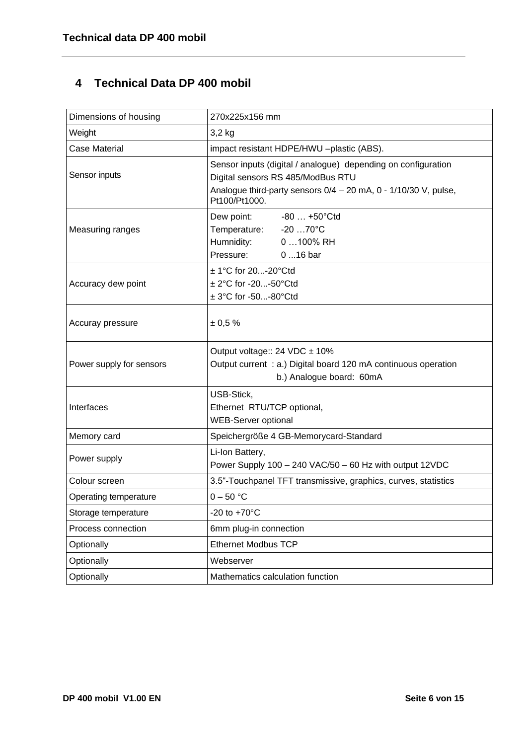## 4 Technical Data DP 400 mobil

| | |
|---|---|
| Dimensions of housing | 270x225x156 mm |
| Weight | 3,2 kg |
| Case Material | impact resistant HDPE/HWU –plastic (ABS). |
| Sensor inputs | Sensor inputs (digital / analogue) depending on configuration<br>Digital sensors RS 485/ModBus RTU<br>Analogue third-party sensors 0/4 – 20 mA, 0 - 1/10/30 V, pulse, Pt100/Pt1000. |
| Measuring ranges | Dew point: -80 … +50°Ctd<br>Temperature: -20 …70°C<br>Humnidity: 0 …100% RH<br>Pressure: 0 ...16 bar |
| Accuracy dew point | ± 1°C for 20...-20°Ctd<br>± 2°C for -20...-50°Ctd<br>± 3°C for -50...-80°Ctd |
| Accuray pressure | ± 0,5 % |
| Power supply for sensors | Output voltage:: 24 VDC ± 10%<br>Output current : a.) Digital board 120 mA continuous operation<br>b.) Analogue board: 60mA |
| Interfaces | USB-Stick,<br>Ethernet RTU/TCP optional,<br>WEB-Server optional |
| Memory card | Speichergröße 4 GB-Memorycard-Standard |
| Power supply | Li-Ion Battery,<br>Power Supply 100 – 240 VAC/50 – 60 Hz with output 12VDC |
| Colour screen | 3.5“-Touchpanel TFT transmissive, graphics, curves, statistics |
| Operating temperature | 0 – 50 °C |
| Storage temperature | -20 to +70°C |
| Process connection | 6mm plug-in connection |
| Optionally | Ethernet Modbus TCP |
| Optionally | Webserver |
| Optionally | Mathematics calculation function |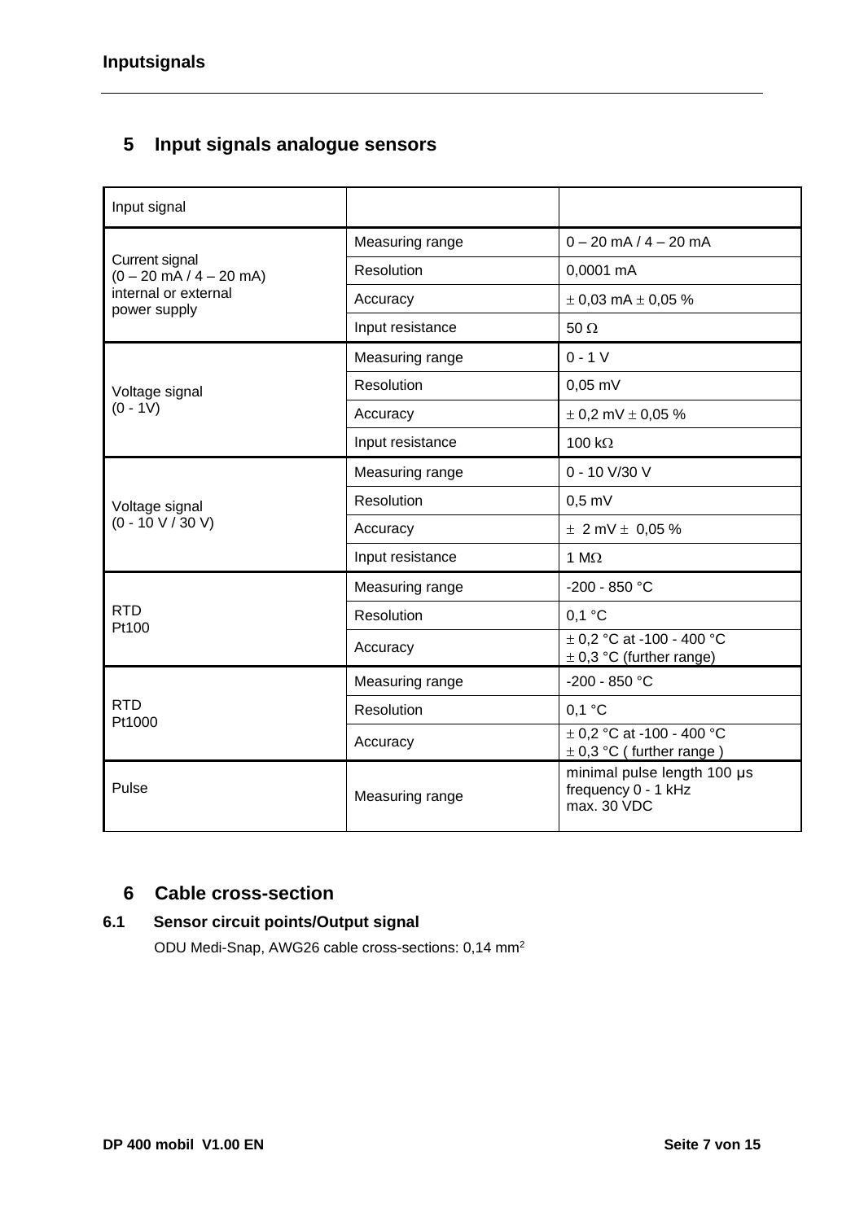## 5 Input signals analogue sensors

| Input signal | | |
|---|---|---|
| Current signal (0 – 20 mA / 4 – 20 mA) internal or external power supply | Measuring range | 0 – 20 mA / 4 – 20 mA |
| | Resolution | 0,0001 mA |
| | Accuracy | ± 0,03 mA ± 0,05 % |
| | Input resistance | 50 Ω |
| Voltage signal (0 - 1V) | Measuring range | 0 - 1 V |
| | Resolution | 0,05 mV |
| | Accuracy | ± 0,2 mV ± 0,05 % |
| | Input resistance | 100 kΩ |
| Voltage signal (0 - 10 V / 30 V) | Measuring range | 0 - 10 V/30 V |
| | Resolution | 0,5 mV |
| | Accuracy | ± 2 mV ± 0,05 % |
| | Input resistance | 1 MΩ |
| RTD Pt100 | Measuring range | -200 - 850 °C |
| | Resolution | 0,1 °C |
| | Accuracy | ± 0,2 °C at -100 - 400 °C<br>± 0,3 °C (further range) |
| RTD Pt1000 | Measuring range | -200 - 850 °C |
| | Resolution | 0,1 °C |
| | Accuracy | ± 0,2 °C at -100 - 400 °C<br>± 0,3 °C ( further range ) |
| Pulse | Measuring range | minimal pulse length 100 µs<br>frequency 0 - 1 kHz<br>max. 30 VDC |

## 6 Cable cross-section

### 6.1 Sensor circuit points/Output signal

ODU Medi-Snap, AWG26 cable cross-sections: 0,14 mm$^2$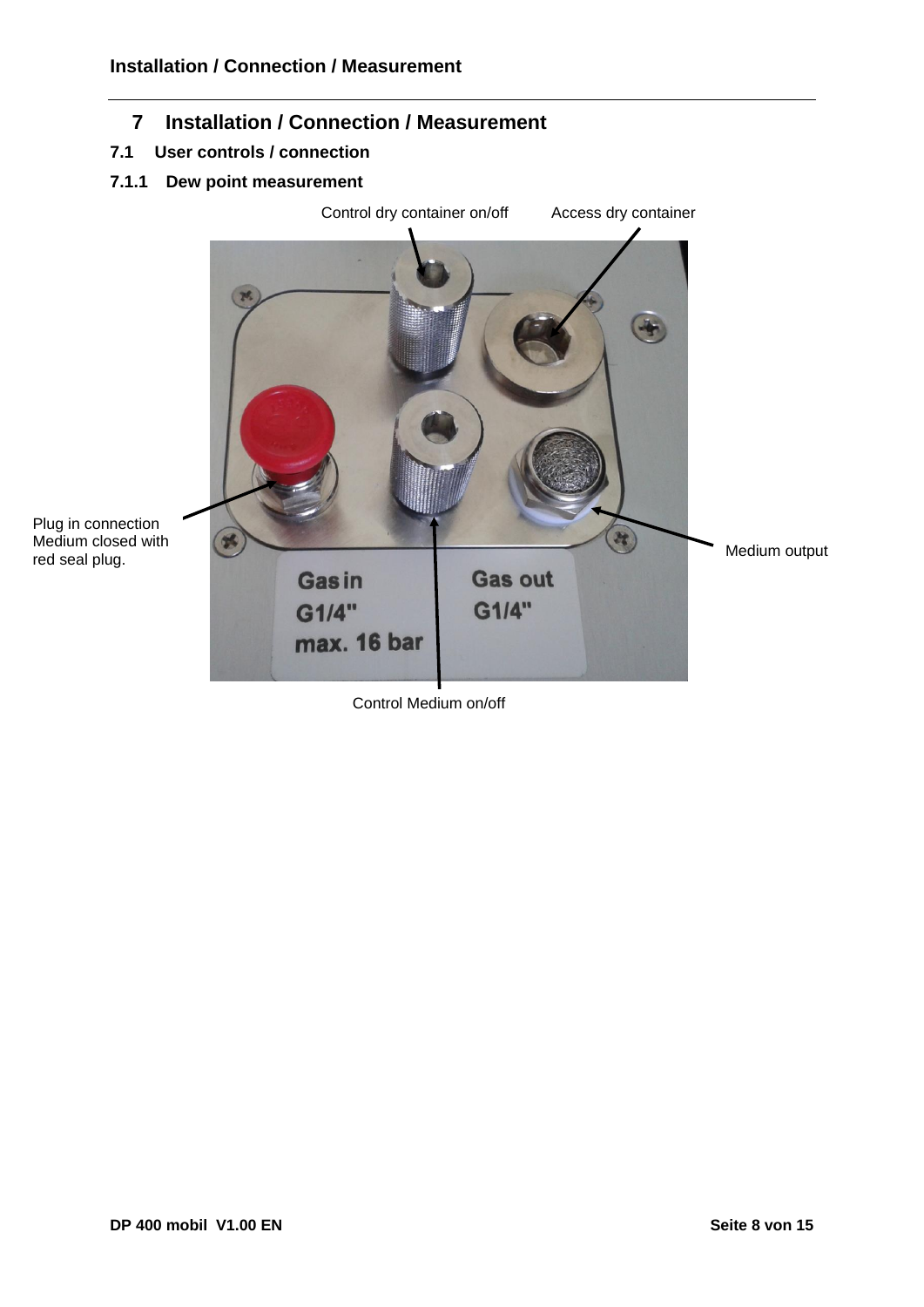# 7 Installation / Connection / Measurement

## 7.1 User controls / connection

### 7.1.1 Dew point measurement

Control dry container on/off

Access dry container

Plug in connection Medium closed with red seal plug.

Medium output

Gas in G1/4" max. 16 bar

Gas out G1/4"

Control Medium on/off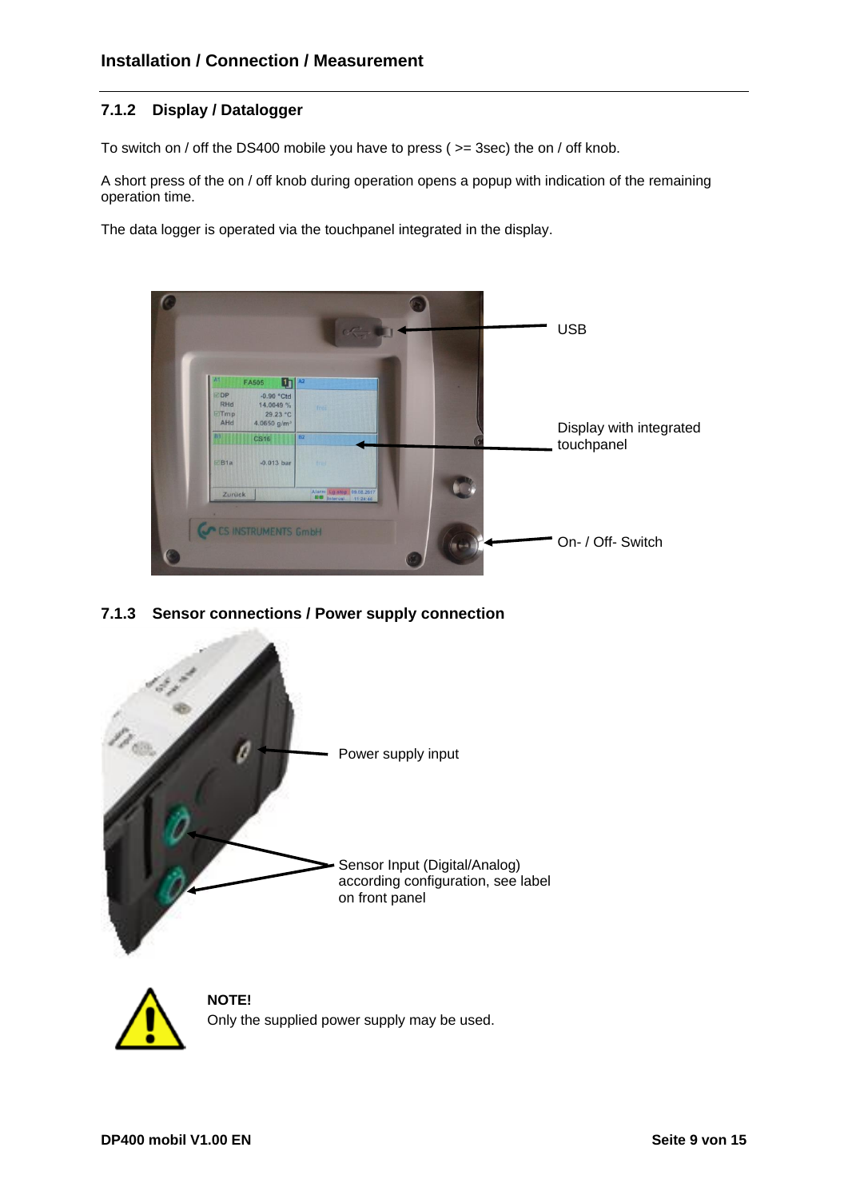### 7.1.2 Display / Datalogger

To switch on / off the DS400 mobile you have to press ( >= 3sec) the on / off knob.

A short press of the on / off knob during operation opens a popup with indication of the remaining operation time.

The data logger is operated via the touchpanel integrated in the display.

USB

Display with integrated touchpanel

On- / Off- Switch

### 7.1.3 Sensor connections / Power supply connection

Power supply input

Sensor Input (Digital/Analog) according configuration, see label on front panel

**NOTE!**
Only the supplied power supply may be used.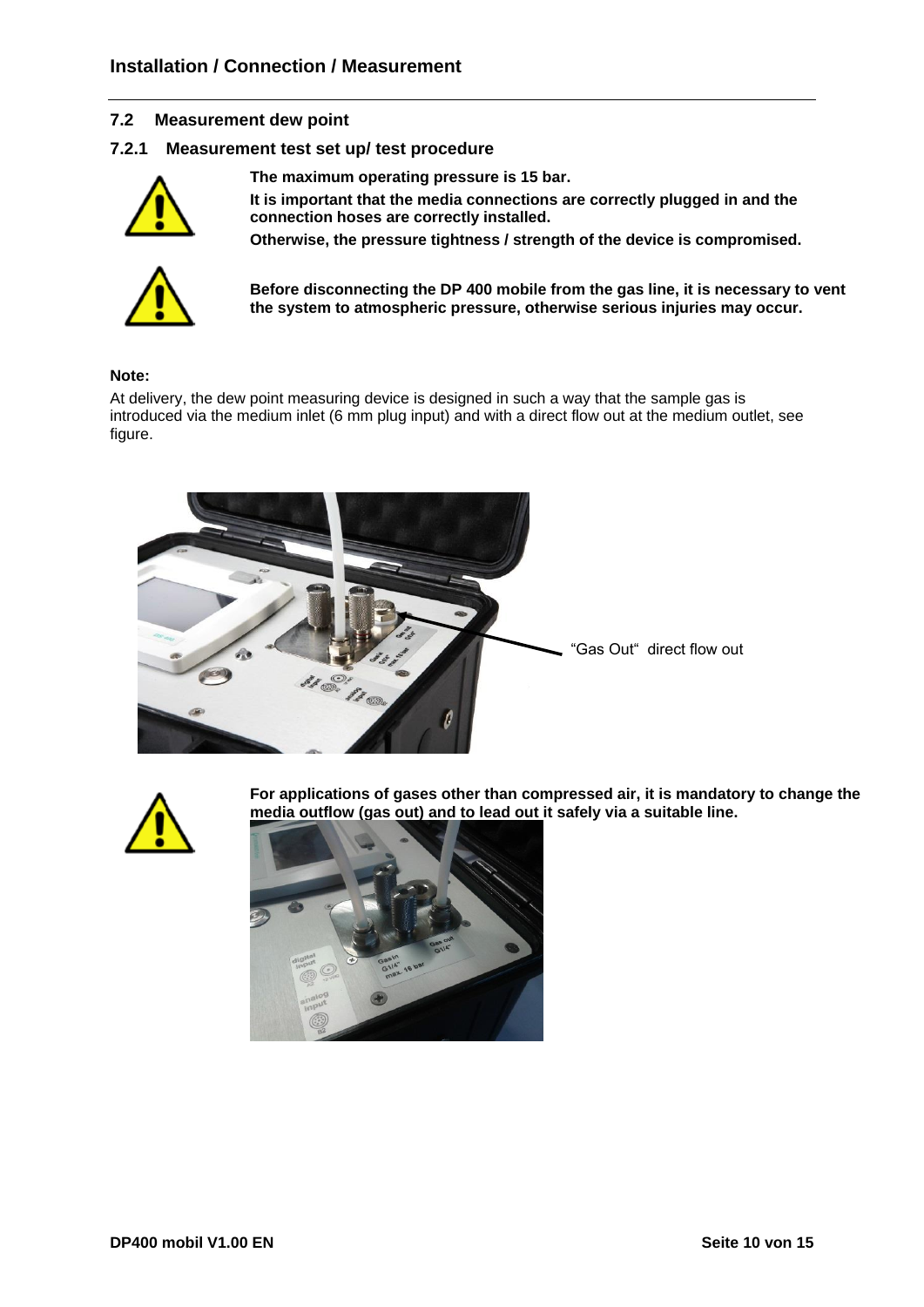## 7.2 Measurement dew point

### 7.2.1 Measurement test set up/ test procedure

**The maximum operating pressure is 15 bar.**

**It is important that the media connections are correctly plugged in and the connection hoses are correctly installed.**

**Otherwise, the pressure tightness / strength of the device is compromised.**

**Before disconnecting the DP 400 mobile from the gas line, it is necessary to vent the system to atmospheric pressure, otherwise serious injuries may occur.**

**Note:**

At delivery, the dew point measuring device is designed in such a way that the sample gas is introduced via the medium inlet (6 mm plug input) and with a direct flow out at the medium outlet, see figure.

"Gas Out" direct flow out

**For applications of gases other than compressed air, it is mandatory to change the media outflow (gas out) and to lead out it safely via a suitable line.**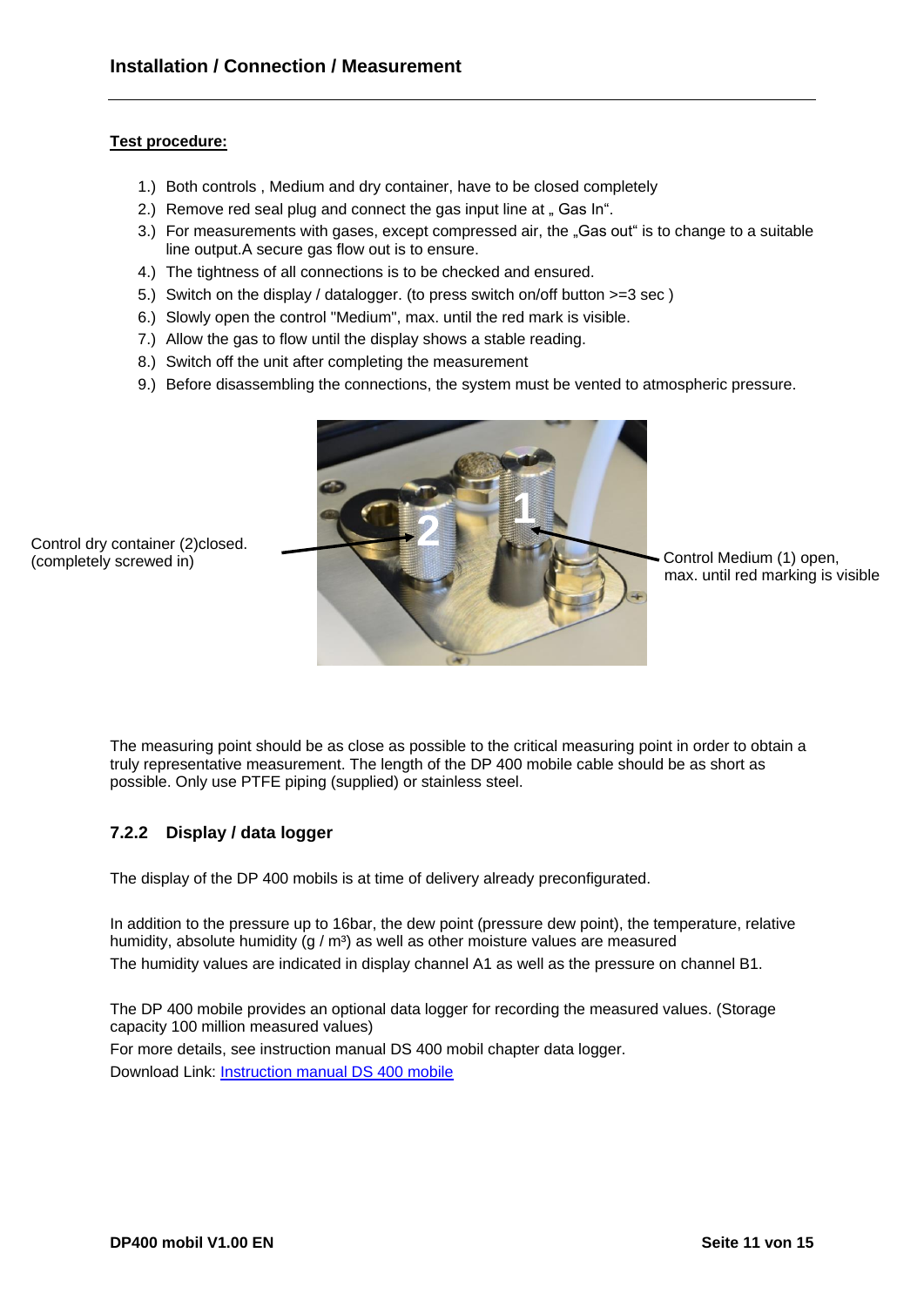## Installation / Connection / Measurement

**Test procedure:**

1.) Both controls , Medium and dry container, have to be closed completely
2.) Remove red seal plug and connect the gas input line at „ Gas In".
3.) For measurements with gases, except compressed air, the „Gas out" is to change to a suitable line output.A secure gas flow out is to ensure.
4.) The tightness of all connections is to be checked and ensured.
5.) Switch on the display / datalogger. (to press switch on/off button >=3 sec )
6.) Slowly open the control "Medium", max. until the red mark is visible.
7.) Allow the gas to flow until the display shows a stable reading.
8.) Switch off the unit after completing the measurement
9.) Before disassembling the connections, the system must be vented to atmospheric pressure.

Control dry container (2)closed. (completely screwed in)

Control Medium (1) open, max. until red marking is visible

The measuring point should be as close as possible to the critical measuring point in order to obtain a truly representative measurement. The length of the DP 400 mobile cable should be as short as possible. Only use PTFE piping (supplied) or stainless steel.

### 7.2.2 Display / data logger

The display of the DP 400 mobils is at time of delivery already preconfigurated.

In addition to the pressure up to 16bar, the dew point (pressure dew point), the temperature, relative humidity, absolute humidity (g / m³) as well as other moisture values are measured
The humidity values are indicated in display channel A1 as well as the pressure on channel B1.

The DP 400 mobile provides an optional data logger for recording the measured values. (Storage capacity 100 million measured values)
For more details, see instruction manual DS 400 mobil chapter data logger.
Download Link: [Instruction manual DS 400 mobile]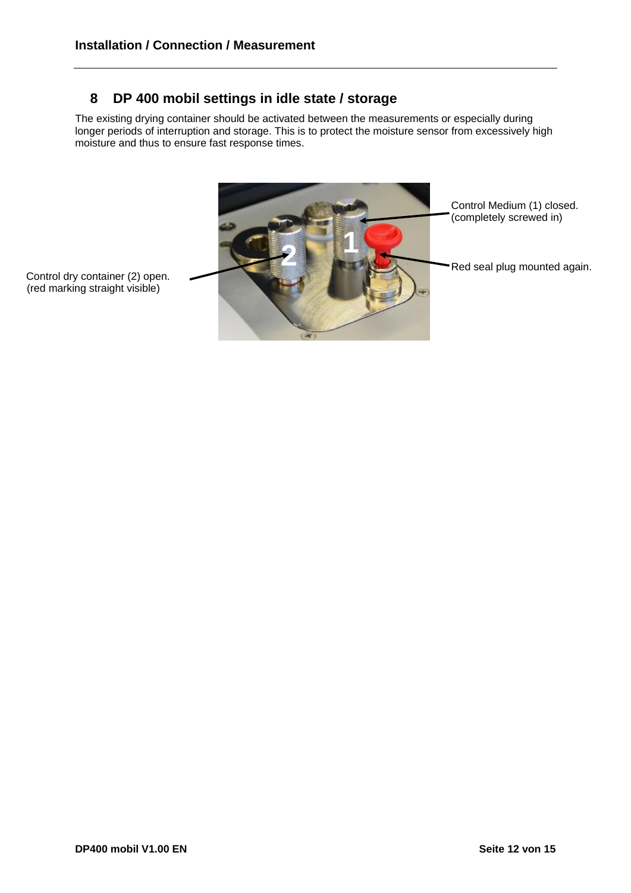## 8 DP 400 mobil settings in idle state / storage

The existing drying container should be activated between the measurements or especially during longer periods of interruption and storage. This is to protect the moisture sensor from excessively high moisture and thus to ensure fast response times.

Control Medium (1) closed. (completely screwed in)

Red seal plug mounted again.

Control dry container (2) open. (red marking straight visible)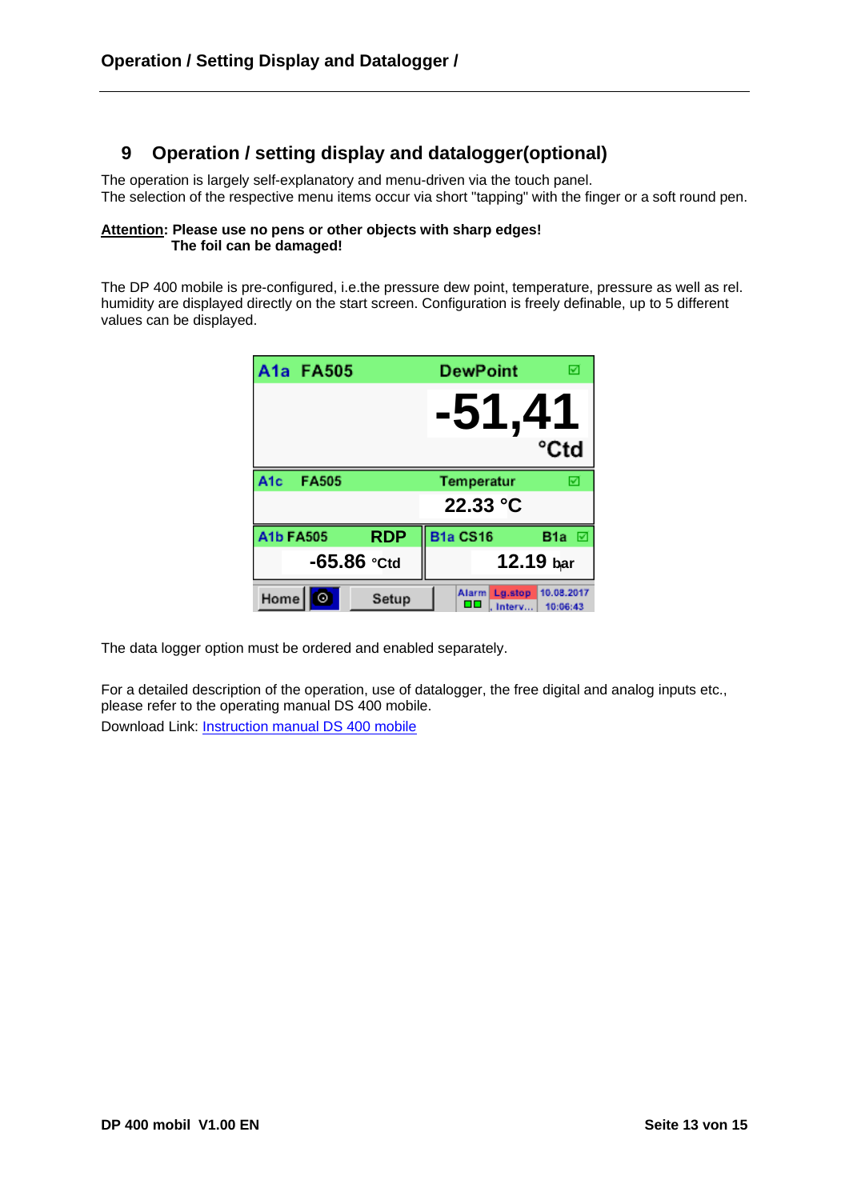# 9 Operation / setting display and datalogger(optional)

The operation is largely self-explanatory and menu-driven via the touch panel.
The selection of the respective menu items occur via short "tapping" with the finger or a soft round pen.

**Attention: Please use no pens or other objects with sharp edges!**
**The foil can be damaged!**

The DP 400 mobile is pre-configured, i.e.the pressure dew point, temperature, pressure as well as rel. humidity are displayed directly on the start screen. Configuration is freely definable, up to 5 different values can be displayed.

The data logger option must be ordered and enabled separately.

For a detailed description of the operation, use of datalogger, the free digital and analog inputs etc., please refer to the operating manual DS 400 mobile.
Download Link: Instruction manual DS 400 mobile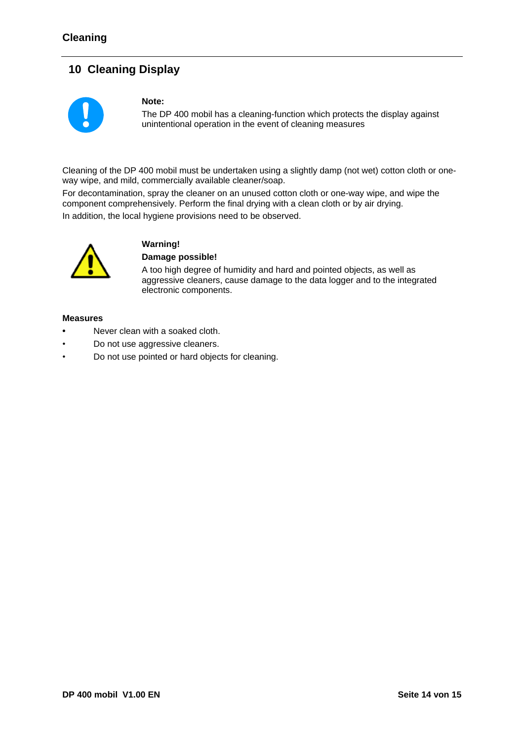# 10 Cleaning Display

**Note:**

The DP 400 mobil has a cleaning-function which protects the display against unintentional operation in the event of cleaning measures

Cleaning of the DP 400 mobil must be undertaken using a slightly damp (not wet) cotton cloth or one-way wipe, and mild, commercially available cleaner/soap.

For decontamination, spray the cleaner on an unused cotton cloth or one-way wipe, and wipe the component comprehensively. Perform the final drying with a clean cloth or by air drying.

In addition, the local hygiene provisions need to be observed.

**Warning!**

**Damage possible!**

A too high degree of humidity and hard and pointed objects, as well as aggressive cleaners, cause damage to the data logger and to the integrated electronic components.

**Measures**

- Never clean with a soaked cloth.
- Do not use aggressive cleaners.
- Do not use pointed or hard objects for cleaning.